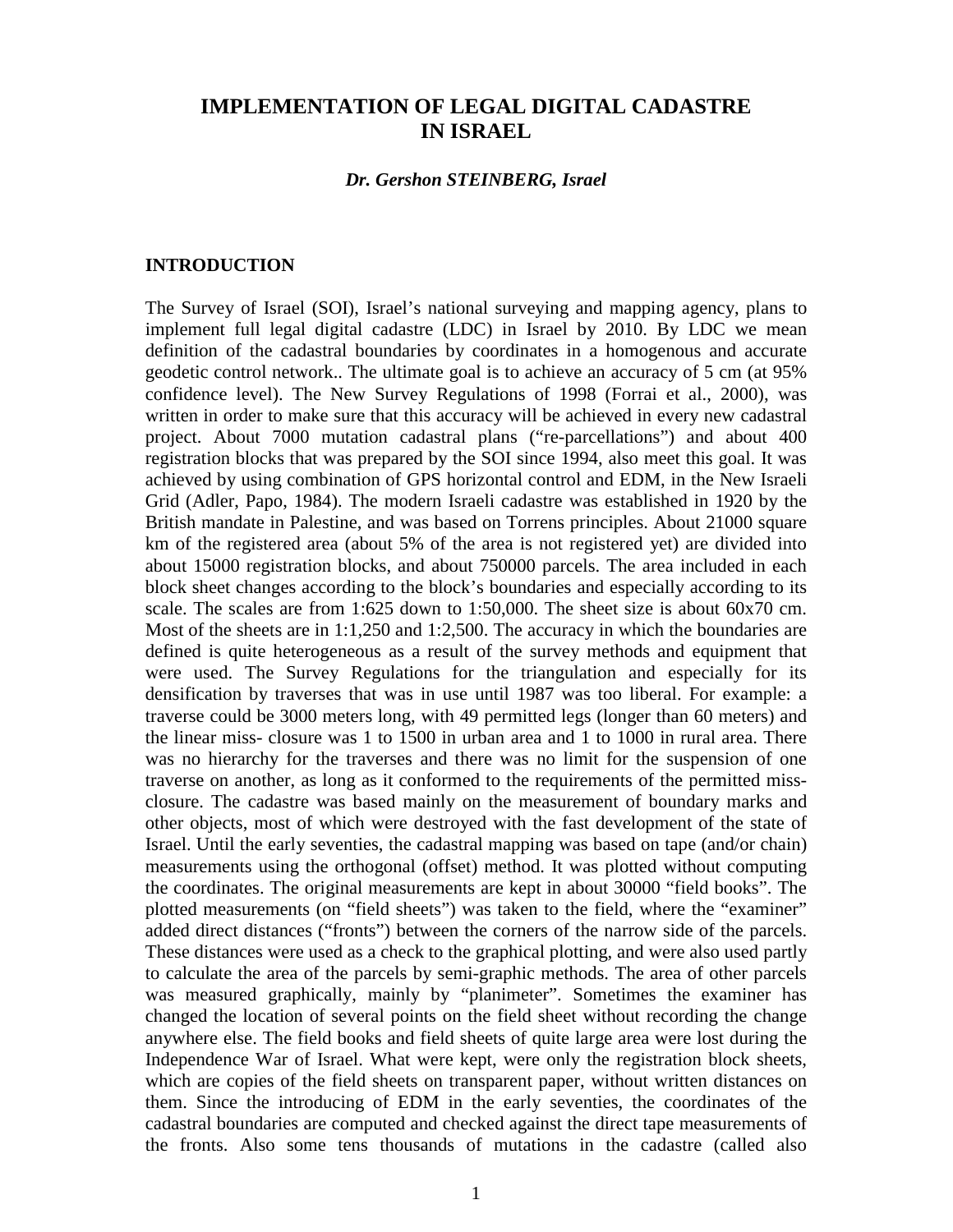# IMPLEMENTATION OF LEGAL DIGITAL CADASTRE IN ISRAEL

***Dr. Gershon STEINBERG, Israel***

## INTRODUCTION

The Survey of Israel (SOI), Israel's national surveying and mapping agency, plans to implement full legal digital cadastre (LDC) in Israel by 2010. By LDC we mean definition of the cadastral boundaries by coordinates in a homogenous and accurate geodetic control network.. The ultimate goal is to achieve an accuracy of 5 cm (at 95% confidence level). The New Survey Regulations of 1998 (Forrai et al., 2000), was written in order to make sure that this accuracy will be achieved in every new cadastral project. About 7000 mutation cadastral plans ("re-parcellations") and about 400 registration blocks that was prepared by the SOI since 1994, also meet this goal. It was achieved by using combination of GPS horizontal control and EDM, in the New Israeli Grid (Adler, Papo, 1984). The modern Israeli cadastre was established in 1920 by the British mandate in Palestine, and was based on Torrens principles. About 21000 square km of the registered area (about 5% of the area is not registered yet) are divided into about 15000 registration blocks, and about 750000 parcels. The area included in each block sheet changes according to the block's boundaries and especially according to its scale. The scales are from 1:625 down to 1:50,000. The sheet size is about 60x70 cm. Most of the sheets are in 1:1,250 and 1:2,500. The accuracy in which the boundaries are defined is quite heterogeneous as a result of the survey methods and equipment that were used. The Survey Regulations for the triangulation and especially for its densification by traverses that was in use until 1987 was too liberal. For example: a traverse could be 3000 meters long, with 49 permitted legs (longer than 60 meters) and the linear miss- closure was 1 to 1500 in urban area and 1 to 1000 in rural area. There was no hierarchy for the traverses and there was no limit for the suspension of one traverse on another, as long as it conformed to the requirements of the permitted miss-closure. The cadastre was based mainly on the measurement of boundary marks and other objects, most of which were destroyed with the fast development of the state of Israel. Until the early seventies, the cadastral mapping was based on tape (and/or chain) measurements using the orthogonal (offset) method. It was plotted without computing the coordinates. The original measurements are kept in about 30000 "field books". The plotted measurements (on "field sheets") was taken to the field, where the "examiner" added direct distances ("fronts") between the corners of the narrow side of the parcels. These distances were used as a check to the graphical plotting, and were also used partly to calculate the area of the parcels by semi-graphic methods. The area of other parcels was measured graphically, mainly by "planimeter". Sometimes the examiner has changed the location of several points on the field sheet without recording the change anywhere else. The field books and field sheets of quite large area were lost during the Independence War of Israel. What were kept, were only the registration block sheets, which are copies of the field sheets on transparent paper, without written distances on them. Since the introducing of EDM in the early seventies, the coordinates of the cadastral boundaries are computed and checked against the direct tape measurements of the fronts. Also some tens thousands of mutations in the cadastre (called also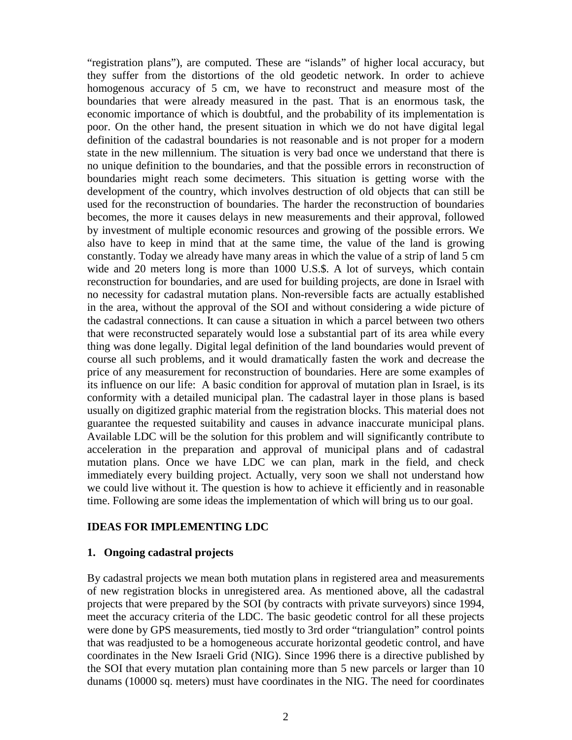"registration plans"), are computed. These are "islands" of higher local accuracy, but they suffer from the distortions of the old geodetic network. In order to achieve homogenous accuracy of 5 cm, we have to reconstruct and measure most of the boundaries that were already measured in the past. That is an enormous task, the economic importance of which is doubtful, and the probability of its implementation is poor. On the other hand, the present situation in which we do not have digital legal definition of the cadastral boundaries is not reasonable and is not proper for a modern state in the new millennium. The situation is very bad once we understand that there is no unique definition to the boundaries, and that the possible errors in reconstruction of boundaries might reach some decimeters. This situation is getting worse with the development of the country, which involves destruction of old objects that can still be used for the reconstruction of boundaries. The harder the reconstruction of boundaries becomes, the more it causes delays in new measurements and their approval, followed by investment of multiple economic resources and growing of the possible errors. We also have to keep in mind that at the same time, the value of the land is growing constantly. Today we already have many areas in which the value of a strip of land 5 cm wide and 20 meters long is more than 1000 U.S.$. A lot of surveys, which contain reconstruction for boundaries, and are used for building projects, are done in Israel with no necessity for cadastral mutation plans. Non-reversible facts are actually established in the area, without the approval of the SOI and without considering a wide picture of the cadastral connections. It can cause a situation in which a parcel between two others that were reconstructed separately would lose a substantial part of its area while every thing was done legally. Digital legal definition of the land boundaries would prevent of course all such problems, and it would dramatically fasten the work and decrease the price of any measurement for reconstruction of boundaries. Here are some examples of its influence on our life: A basic condition for approval of mutation plan in Israel, is its conformity with a detailed municipal plan. The cadastral layer in those plans is based usually on digitized graphic material from the registration blocks. This material does not guarantee the requested suitability and causes in advance inaccurate municipal plans. Available LDC will be the solution for this problem and will significantly contribute to acceleration in the preparation and approval of municipal plans and of cadastral mutation plans. Once we have LDC we can plan, mark in the field, and check immediately every building project. Actually, very soon we shall not understand how we could live without it. The question is how to achieve it efficiently and in reasonable time. Following are some ideas the implementation of which will bring us to our goal.

## IDEAS FOR IMPLEMENTING LDC

### 1. Ongoing cadastral projects

By cadastral projects we mean both mutation plans in registered area and measurements of new registration blocks in unregistered area. As mentioned above, all the cadastral projects that were prepared by the SOI (by contracts with private surveyors) since 1994, meet the accuracy criteria of the LDC. The basic geodetic control for all these projects were done by GPS measurements, tied mostly to 3rd order "triangulation" control points that was readjusted to be a homogeneous accurate horizontal geodetic control, and have coordinates in the New Israeli Grid (NIG). Since 1996 there is a directive published by the SOI that every mutation plan containing more than 5 new parcels or larger than 10 dunams (10000 sq. meters) must have coordinates in the NIG. The need for coordinates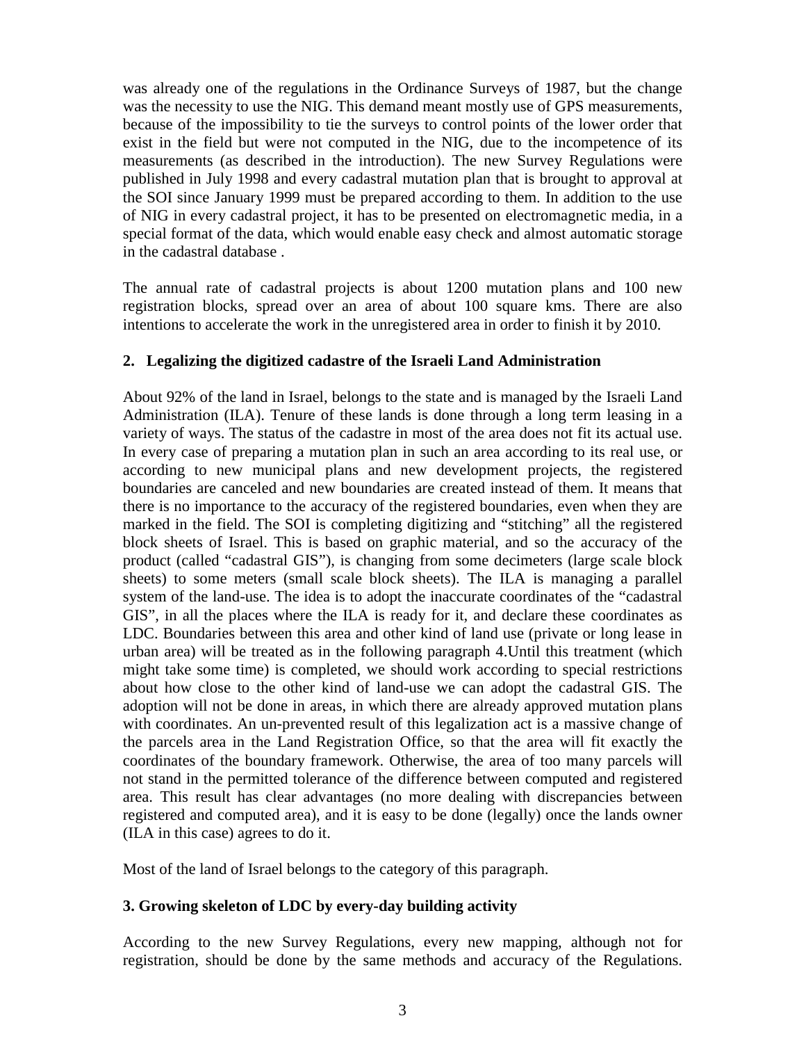was already one of the regulations in the Ordinance Surveys of 1987, but the change was the necessity to use the NIG. This demand meant mostly use of GPS measurements, because of the impossibility to tie the surveys to control points of the lower order that exist in the field but were not computed in the NIG, due to the incompetence of its measurements (as described in the introduction). The new Survey Regulations were published in July 1998 and every cadastral mutation plan that is brought to approval at the SOI since January 1999 must be prepared according to them. In addition to the use of NIG in every cadastral project, it has to be presented on electromagnetic media, in a special format of the data, which would enable easy check and almost automatic storage in the cadastral database .

The annual rate of cadastral projects is about 1200 mutation plans and 100 new registration blocks, spread over an area of about 100 square kms. There are also intentions to accelerate the work in the unregistered area in order to finish it by 2010.

## 2. Legalizing the digitized cadastre of the Israeli Land Administration

About 92% of the land in Israel, belongs to the state and is managed by the Israeli Land Administration (ILA). Tenure of these lands is done through a long term leasing in a variety of ways. The status of the cadastre in most of the area does not fit its actual use. In every case of preparing a mutation plan in such an area according to its real use, or according to new municipal plans and new development projects, the registered boundaries are canceled and new boundaries are created instead of them. It means that there is no importance to the accuracy of the registered boundaries, even when they are marked in the field. The SOI is completing digitizing and "stitching" all the registered block sheets of Israel. This is based on graphic material, and so the accuracy of the product (called "cadastral GIS"), is changing from some decimeters (large scale block sheets) to some meters (small scale block sheets). The ILA is managing a parallel system of the land-use. The idea is to adopt the inaccurate coordinates of the "cadastral GIS", in all the places where the ILA is ready for it, and declare these coordinates as LDC. Boundaries between this area and other kind of land use (private or long lease in urban area) will be treated as in the following paragraph 4.Until this treatment (which might take some time) is completed, we should work according to special restrictions about how close to the other kind of land-use we can adopt the cadastral GIS. The adoption will not be done in areas, in which there are already approved mutation plans with coordinates. An un-prevented result of this legalization act is a massive change of the parcels area in the Land Registration Office, so that the area will fit exactly the coordinates of the boundary framework. Otherwise, the area of too many parcels will not stand in the permitted tolerance of the difference between computed and registered area. This result has clear advantages (no more dealing with discrepancies between registered and computed area), and it is easy to be done (legally) once the lands owner (ILA in this case) agrees to do it.

Most of the land of Israel belongs to the category of this paragraph.

## 3. Growing skeleton of LDC by every-day building activity

According to the new Survey Regulations, every new mapping, although not for registration, should be done by the same methods and accuracy of the Regulations.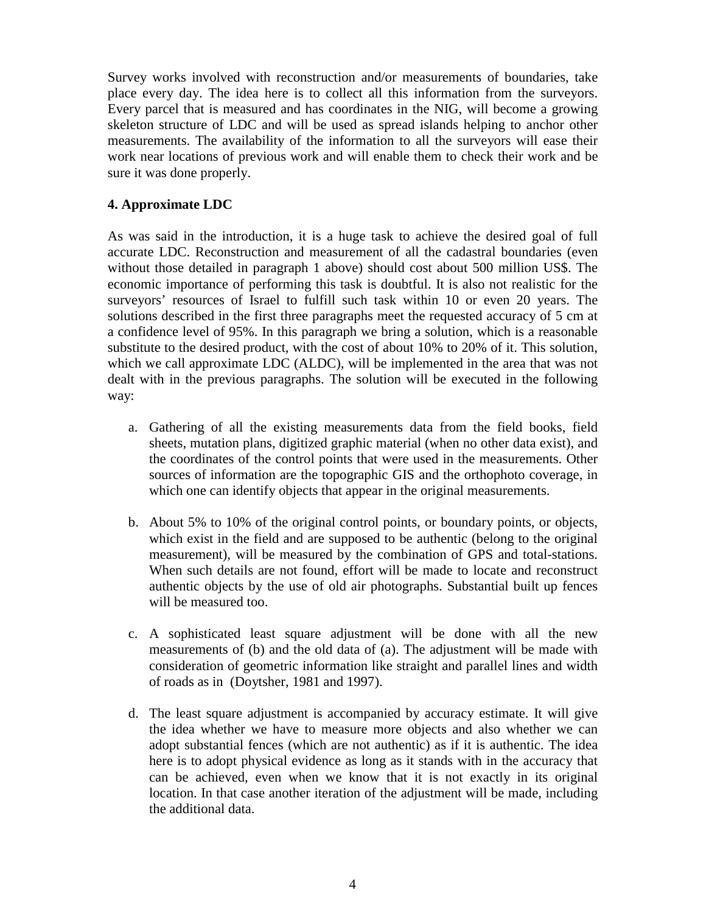Survey works involved with reconstruction and/or measurements of boundaries, take place every day. The idea here is to collect all this information from the surveyors. Every parcel that is measured and has coordinates in the NIG, will become a growing skeleton structure of LDC and will be used as spread islands helping to anchor other measurements. The availability of the information to all the surveyors will ease their work near locations of previous work and will enable them to check their work and be sure it was done properly.

## 4. Approximate LDC

As was said in the introduction, it is a huge task to achieve the desired goal of full accurate LDC. Reconstruction and measurement of all the cadastral boundaries (even without those detailed in paragraph 1 above) should cost about 500 million US$. The economic importance of performing this task is doubtful. It is also not realistic for the surveyors' resources of Israel to fulfill such task within 10 or even 20 years. The solutions described in the first three paragraphs meet the requested accuracy of 5 cm at a confidence level of 95%. In this paragraph we bring a solution, which is a reasonable substitute to the desired product, with the cost of about 10% to 20% of it. This solution, which we call approximate LDC (ALDC), will be implemented in the area that was not dealt with in the previous paragraphs. The solution will be executed in the following way:

a. Gathering of all the existing measurements data from the field books, field sheets, mutation plans, digitized graphic material (when no other data exist), and the coordinates of the control points that were used in the measurements. Other sources of information are the topographic GIS and the orthophoto coverage, in which one can identify objects that appear in the original measurements.

b. About 5% to 10% of the original control points, or boundary points, or objects, which exist in the field and are supposed to be authentic (belong to the original measurement), will be measured by the combination of GPS and total-stations. When such details are not found, effort will be made to locate and reconstruct authentic objects by the use of old air photographs. Substantial built up fences will be measured too.

c. A sophisticated least square adjustment will be done with all the new measurements of (b) and the old data of (a). The adjustment will be made with consideration of geometric information like straight and parallel lines and width of roads as in (Doytsher, 1981 and 1997).

d. The least square adjustment is accompanied by accuracy estimate. It will give the idea whether we have to measure more objects and also whether we can adopt substantial fences (which are not authentic) as if it is authentic. The idea here is to adopt physical evidence as long as it stands with in the accuracy that can be achieved, even when we know that it is not exactly in its original location. In that case another iteration of the adjustment will be made, including the additional data.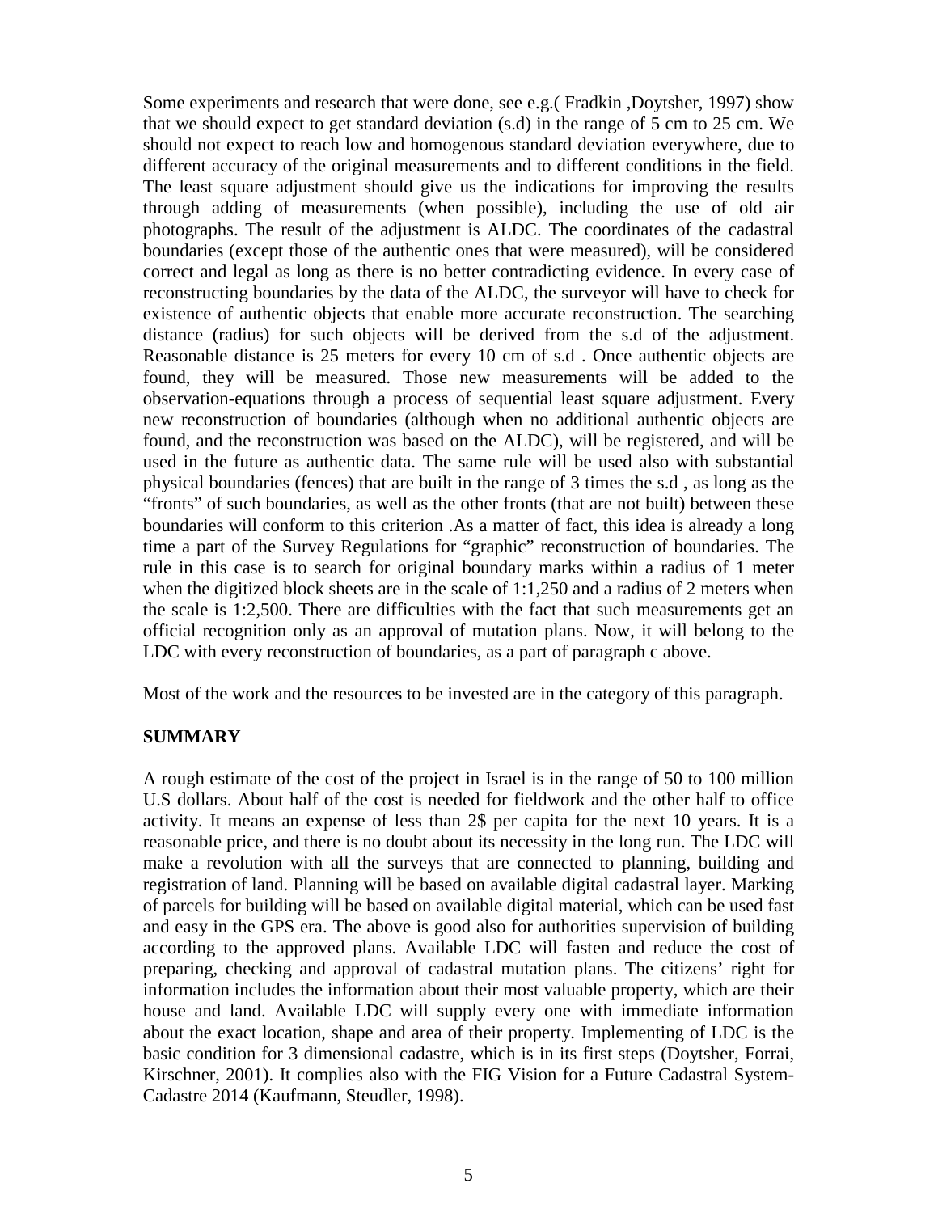Some experiments and research that were done, see e.g.( Fradkin ,Doytsher, 1997) show that we should expect to get standard deviation (s.d) in the range of 5 cm to 25 cm. We should not expect to reach low and homogenous standard deviation everywhere, due to different accuracy of the original measurements and to different conditions in the field. The least square adjustment should give us the indications for improving the results through adding of measurements (when possible), including the use of old air photographs. The result of the adjustment is ALDC. The coordinates of the cadastral boundaries (except those of the authentic ones that were measured), will be considered correct and legal as long as there is no better contradicting evidence. In every case of reconstructing boundaries by the data of the ALDC, the surveyor will have to check for existence of authentic objects that enable more accurate reconstruction. The searching distance (radius) for such objects will be derived from the s.d of the adjustment. Reasonable distance is 25 meters for every 10 cm of s.d . Once authentic objects are found, they will be measured. Those new measurements will be added to the observation-equations through a process of sequential least square adjustment. Every new reconstruction of boundaries (although when no additional authentic objects are found, and the reconstruction was based on the ALDC), will be registered, and will be used in the future as authentic data. The same rule will be used also with substantial physical boundaries (fences) that are built in the range of 3 times the s.d , as long as the "fronts" of such boundaries, as well as the other fronts (that are not built) between these boundaries will conform to this criterion .As a matter of fact, this idea is already a long time a part of the Survey Regulations for "graphic" reconstruction of boundaries. The rule in this case is to search for original boundary marks within a radius of 1 meter when the digitized block sheets are in the scale of 1:1,250 and a radius of 2 meters when the scale is 1:2,500. There are difficulties with the fact that such measurements get an official recognition only as an approval of mutation plans. Now, it will belong to the LDC with every reconstruction of boundaries, as a part of paragraph c above.

Most of the work and the resources to be invested are in the category of this paragraph.

## SUMMARY

A rough estimate of the cost of the project in Israel is in the range of 50 to 100 million U.S dollars. About half of the cost is needed for fieldwork and the other half to office activity. It means an expense of less than 2$ per capita for the next 10 years. It is a reasonable price, and there is no doubt about its necessity in the long run. The LDC will make a revolution with all the surveys that are connected to planning, building and registration of land. Planning will be based on available digital cadastral layer. Marking of parcels for building will be based on available digital material, which can be used fast and easy in the GPS era. The above is good also for authorities supervision of building according to the approved plans. Available LDC will fasten and reduce the cost of preparing, checking and approval of cadastral mutation plans. The citizens' right for information includes the information about their most valuable property, which are their house and land. Available LDC will supply every one with immediate information about the exact location, shape and area of their property. Implementing of LDC is the basic condition for 3 dimensional cadastre, which is in its first steps (Doytsher, Forrai, Kirschner, 2001). It complies also with the FIG Vision for a Future Cadastral System-Cadastre 2014 (Kaufmann, Steudler, 1998).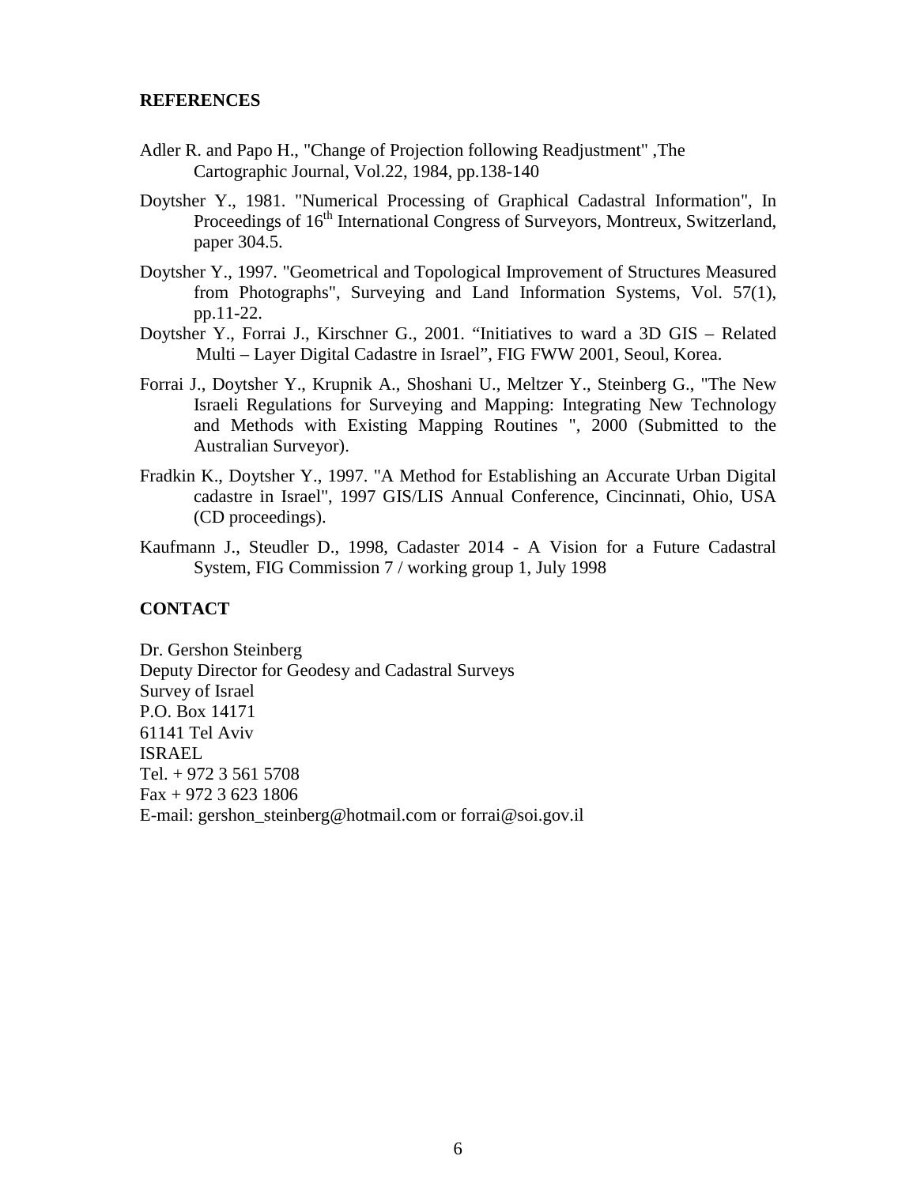## REFERENCES

Adler R. and Papo H., "Change of Projection following Readjustment" ,The Cartographic Journal, Vol.22, 1984, pp.138-140

Doytsher Y., 1981. "Numerical Processing of Graphical Cadastral Information", In Proceedings of 16th International Congress of Surveyors, Montreux, Switzerland, paper 304.5.

Doytsher Y., 1997. "Geometrical and Topological Improvement of Structures Measured from Photographs", Surveying and Land Information Systems, Vol. 57(1), pp.11-22.

Doytsher Y., Forrai J., Kirschner G., 2001. "Initiatives to ward a 3D GIS – Related Multi – Layer Digital Cadastre in Israel", FIG FWW 2001, Seoul, Korea.

Forrai J., Doytsher Y., Krupnik A., Shoshani U., Meltzer Y., Steinberg G., "The New Israeli Regulations for Surveying and Mapping: Integrating New Technology and Methods with Existing Mapping Routines ", 2000 (Submitted to the Australian Surveyor).

Fradkin K., Doytsher Y., 1997. "A Method for Establishing an Accurate Urban Digital cadastre in Israel", 1997 GIS/LIS Annual Conference, Cincinnati, Ohio, USA (CD proceedings).

Kaufmann J., Steudler D., 1998, Cadaster 2014 - A Vision for a Future Cadastral System, FIG Commission 7 / working group 1, July 1998

## CONTACT

Dr. Gershon Steinberg
Deputy Director for Geodesy and Cadastral Surveys
Survey of Israel
P.O. Box 14171
61141 Tel Aviv
ISRAEL
Tel. + 972 3 561 5708
Fax + 972 3 623 1806
E-mail: gershon_steinberg@hotmail.com or forrai@soi.gov.il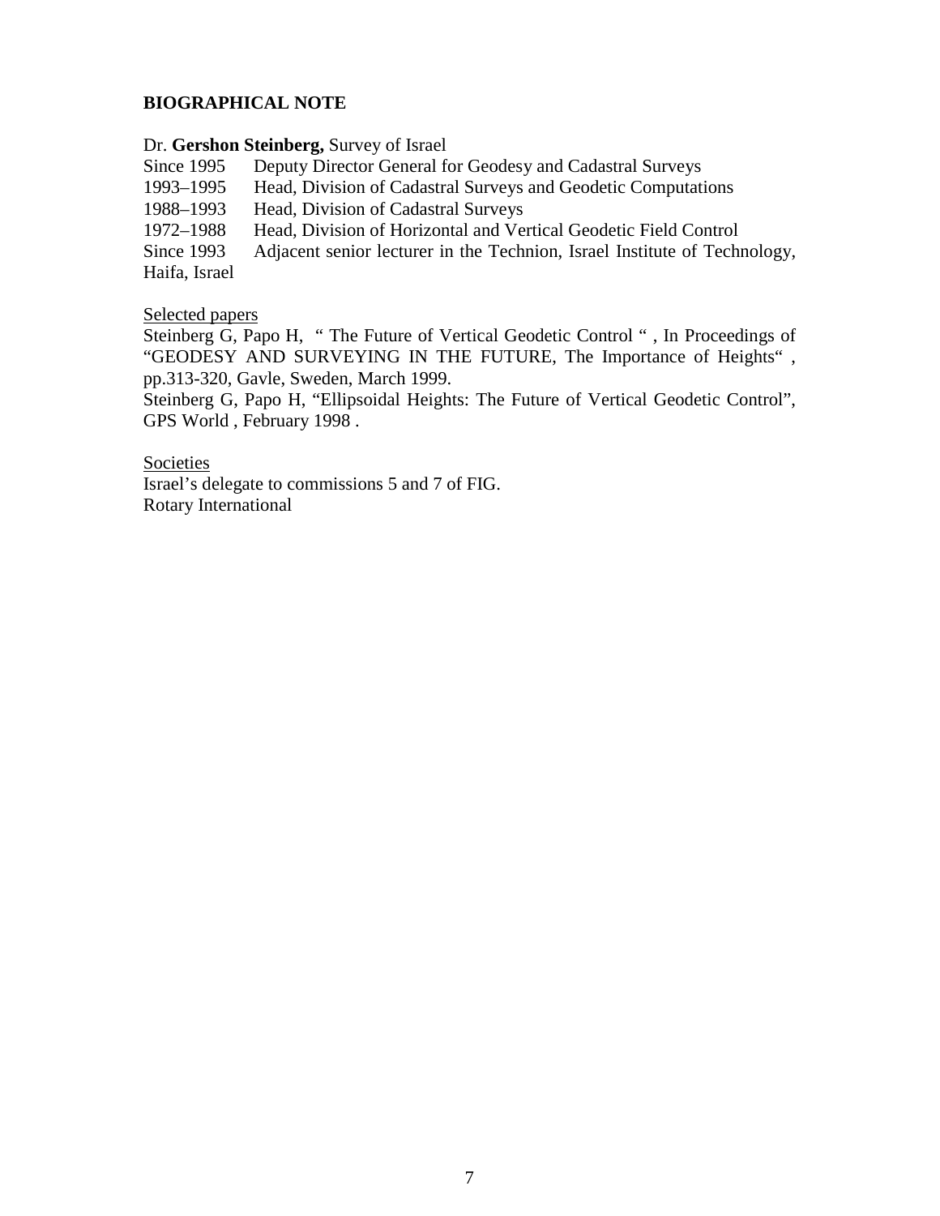## BIOGRAPHICAL NOTE

Dr. **Gershon Steinberg,** Survey of Israel

Since 1995 Deputy Director General for Geodesy and Cadastral Surveys
1993–1995 Head, Division of Cadastral Surveys and Geodetic Computations
1988–1993 Head, Division of Cadastral Surveys
1972–1988 Head, Division of Horizontal and Vertical Geodetic Field Control
Since 1993 Adjacent senior lecturer in the Technion, Israel Institute of Technology, Haifa, Israel

<u>Selected papers</u>

Steinberg G, Papo H, " The Future of Vertical Geodetic Control " , In Proceedings of "GEODESY AND SURVEYING IN THE FUTURE, The Importance of Heights" , pp.313-320, Gavle, Sweden, March 1999.
Steinberg G, Papo H, "Ellipsoidal Heights: The Future of Vertical Geodetic Control", GPS World , February 1998 .

<u>Societies</u>

Israel's delegate to commissions 5 and 7 of FIG.
Rotary International